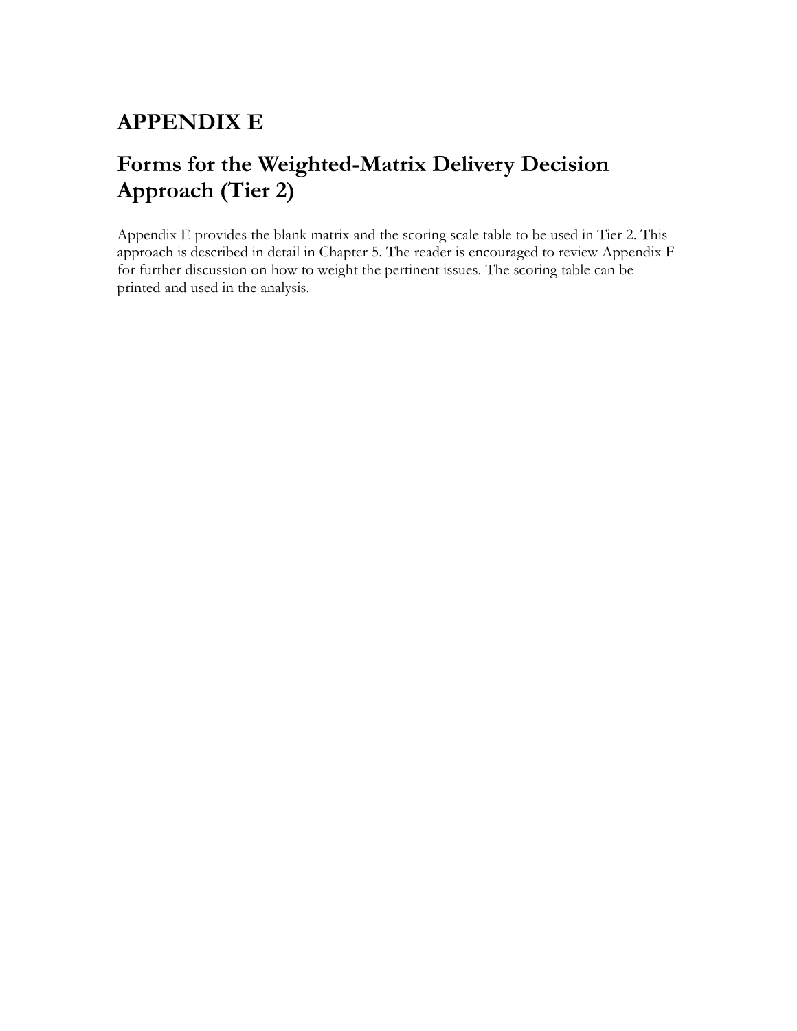# APPENDIX E

## Forms for the Weighted-Matrix Delivery Decision Approach (Tier 2)

Appendix E provides the blank matrix and the scoring scale table to be used in Tier 2. This approach is described in detail in Chapter 5. The reader is encouraged to review Appendix F for further discussion on how to weight the pertinent issues. The scoring table can be printed and used in the analysis.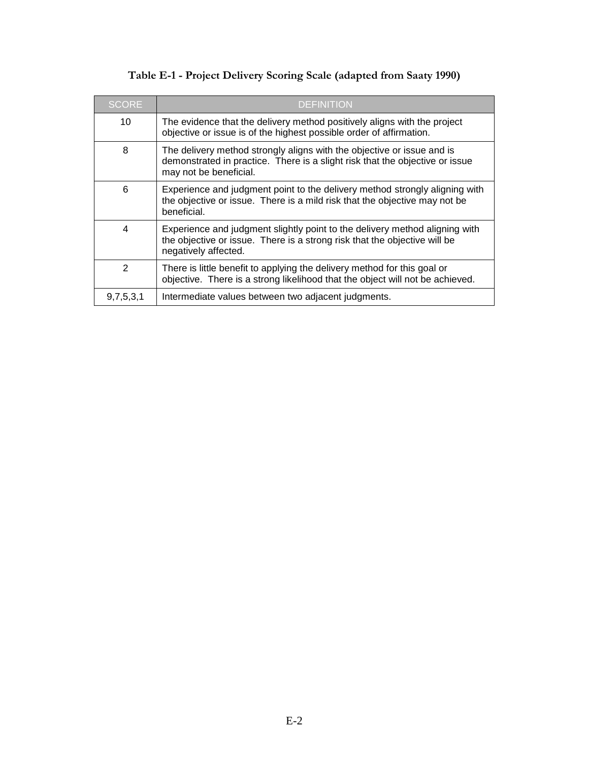**Table E-1 - Project Delivery Scoring Scale (adapted from Saaty 1990)**

| SCORE | DEFINITION |
|---|---|
| 10 | The evidence that the delivery method positively aligns with the project objective or issue is of the highest possible order of affirmation. |
| 8 | The delivery method strongly aligns with the objective or issue and is demonstrated in practice. There is a slight risk that the objective or issue may not be beneficial. |
| 6 | Experience and judgment point to the delivery method strongly aligning with the objective or issue. There is a mild risk that the objective may not be beneficial. |
| 4 | Experience and judgment slightly point to the delivery method aligning with the objective or issue. There is a strong risk that the objective will be negatively affected. |
| 2 | There is little benefit to applying the delivery method for this goal or objective. There is a strong likelihood that the object will not be achieved. |
| 9,7,5,3,1 | Intermediate values between two adjacent judgments. |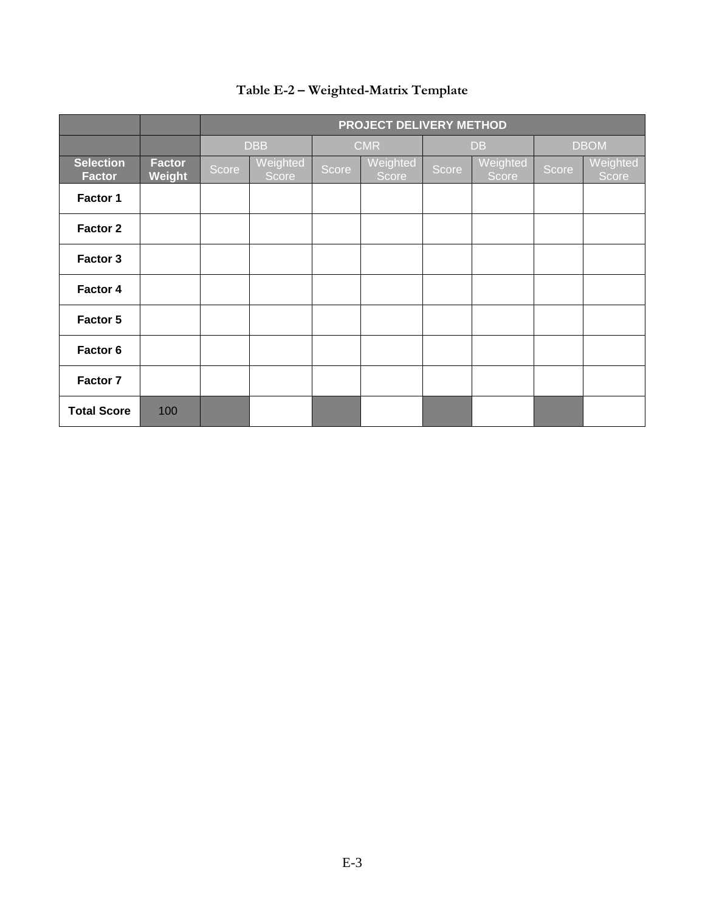**Table E-2 – Weighted-Matrix Template**

| | | PROJECT DELIVERY METHOD | | | | | | | |
|---|---|---|---|---|---|---|---|---|---|
| | | DBB | | CMR | | DB | | DBOM | |
| **Selection Factor** | **Factor Weight** | Score | Weighted Score | Score | Weighted Score | Score | Weighted Score | Score | Weighted Score |
| **Factor 1** | | | | | | | | | |
| **Factor 2** | | | | | | | | | |
| **Factor 3** | | | | | | | | | |
| **Factor 4** | | | | | | | | | |
| **Factor 5** | | | | | | | | | |
| **Factor 6** | | | | | | | | | |
| **Factor 7** | | | | | | | | | |
| **Total Score** | 100 | | | | | | | | |